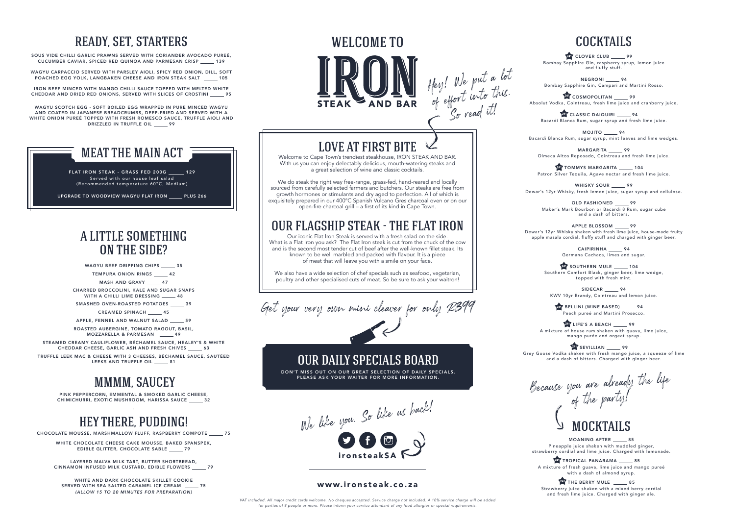# READY, SET, STARTERS

SOUS VIDE CHILLI GARLIC PRAWNS SERVED WITH CORIANDER AVOCADO PURÉE, CUCUMBER CAVIAR, SPICED RED QUINOA AND PARMESAN CRISP _____ 139

WAGYU CARPACCIO SERVED WITH PARSLEY AIOLI, SPICY RED ONION, DILL, SOFT POACHED EGG YOLK, LANGBAKEN CHEESE AND IRON STEAK SALT _____ 105

IRON BEEF MINCED WITH MANGO CHILLI SAUCE TOPPED WITH MELTED WHITE CHEDDAR AND DRIED RED ONIONS, SERVED WITH SLICES OF CROSTINI _____ 95

WAGYU SCOTCH EGG - SOFT BOILED EGG WRAPPED IN PURE MINCED WAGYU AND COATED IN JAPANESE BREADCRUMBS, DEEP-FRIED AND SERVED WITH A WHITE ONION PURÉE TOPPED WITH FRESH ROMESCO SAUCE, TRUFFLE AIOLI AND DRIZZLED IN TRUFFLE OIL _____ 99

# MEAT THE MAIN ACT

FLAT IRON STEAK - GRASS FED 200G _____ 129
Served with our house leaf salad
(Recommended temperature 60°C, Medium)

UPGRADE TO WOODVIEW WAGYU FLAT IRON _____ PLUS 266

# A LITTLE SOMETHING ON THE SIDE?

WAGYU BEEF DRIPPING CHIPS _____ 35

TEMPURA ONION RINGS _____ 42

MASH AND GRAVY _____ 47

CHARRED BROCCOLINI, KALE AND SUGAR SNAPS WITH A CHILLI LIME DRESSING _____ 48

SMASHED OVEN-ROASTED POTATOES _____ 39

CREAMED SPINACH _____ 45

APPLE, FENNEL AND WALNUT SALAD _____ 59

ROASTED AUBERGINE, TOMATO RAGOUT, BASIL, MOZZARELLA & PARMESAN _____ 49

STEAMED CREAMY CAULIFLOWER, BÉCHAMEL SAUCE, HEALEY'S & WHITE CHEDDAR CHEESE, GARLIC ASH AND FRESH CHIVES _____ 63

TRUFFLE LEEK MAC & CHEESE WITH 3 CHEESES, BÉCHAMEL SAUCE, SAUTÉED LEEKS AND TRUFFLE OIL _____ 81

# MMMM, SAUCEY

PINK PEPPERCORN, EMMENTAL & SMOKED GARLIC CHEESE, CHIMICHURRI, EXOTIC MUSHROOM, HARISSA SAUCE _____ 32

# HEY THERE, PUDDING!

CHOCOLATE MOUSSE, MARSHMALLOW FLUFF, RASPBERRY COMPOTE _____ 75

WHITE CHOCOLATE CHEESE CAKE MOUSSE, BAKED SPANSPEK, EDIBLE GLITTER, CHOCOLATE SABLE _____ 79

LAYERED MALVA MILK TART, BUTTER SHORTBREAD, CINNAMON INFUSED MILK CUSTARD, EDIBLE FLOWERS _____ 79

WHITE AND DARK CHOCOLATE SKILLET COOKIE SERVED WITH SEA SALTED CARAMEL ICE CREAM _____ 75
*(ALLOW 15 TO 20 MINUTES FOR PREPARATION)*

# WELCOME TO IRON STEAK AND BAR

*Hey! We put a lot of effort into this. So read it!*

## LOVE AT FIRST BITE

Welcome to Cape Town's trendiest steakhouse, IRON STEAK AND BAR. With us you can enjoy delectably delicious, mouth-watering steaks and a great selection of wine and classic cocktails.

We do steak the right way free-range, grass-fed, hand-reared and locally sourced from carefully selected farmers and butchers. Our steaks are free from growth hormones or stimulants and dry aged to perfection. All of which is exquisitely prepared in our 400°C Spanish Vulcano Gres charcoal oven or on our open-fire charcoal grill – a first of its kind in Cape Town.

## OUR FLAGSHIP STEAK - THE FLAT IRON

Our iconic Flat Iron Steak is served with a fresh salad on the side. What is a Flat Iron you ask? The Flat Iron steak is cut from the chuck of the cow and is the second most tender cut of beef after the well-known fillet steak. Its known to be well marbled and packed with flavour. It is a piece of meat that will leave you with a smile on your face.

We also have a wide selection of chef specials such as seafood, vegetarian, poultry and other specialised cuts of meat. So be sure to ask your waitron!

*Get your very own mini cleaver for only R399*

## OUR DAILY SPECIALS BOARD

DON'T MISS OUT ON OUR GREAT SELECTION OF DAILY SPECIALS. PLEASE ASK YOUR WAITER FOR MORE INFORMATION.

*We like you. So like us back!*

ironsteakSA

www.ironsteak.co.za

# COCKTAILS

2-4-1 CLOVER CLUB _____ 99
Bombay Sapphire Gin, raspberry syrup, lemon juice and fluffy stuff.

NEGRONI _____ 94
Bombay Sapphire Gin, Campari and Martini Rosso.

2-4-1 COSMOPOLITAN _____ 99
Absolut Vodka, Cointreau, fresh lime juice and cranberry juice.

2-4-1 CLASSIC DAIQUIRI _____ 94
Bacardi Blanca Rum, sugar syrup and fresh lime juice.

MOJITO _____ 94
Bacardi Blanca Rum, sugar syrup, mint leaves and lime wedges.

MARGARITA _____ 99
Olmeca Altos Reposado, Cointreau and fresh lime juice.

2-4-1 TOMMYS MARGARITA _____ 104
Patron Silver Tequila, Agave nectar and fresh lime juice.

WHISKY SOUR _____ 99
Dewar's 12yr Whisky, fresh lemon juice, sugar syrup and cellulose.

OLD FASHIONED _____ 99
Maker's Mark Bourbon or Bacardi 8 Rum, sugar cube and a dash of bitters.

APPLE BLOSSOM _____ 99
Dewar's 12yr Whisky shaken with fresh lime juice, house-made fruity apple masala cordial, fluffy stuff and charged with ginger beer.

CAIPIRINHA _____ 94
Germana Cachaca, limes and sugar.

2-4-1 SOUTHERN MULE _____ 104
Southern Comfort Black, ginger beer, lime wedge, topped with fresh mint.

SIDECAR _____ 94
KWV 10yr Brandy, Cointreau and lemon juice.

2-4-1 BELLINI (WINE BASED) _____ 94
Peach pureé and Martini Prosecco.

2-4-1 LIFE'S A BEACH _____ 99
A mixture of house rum shaken with guava, lime juice, mango purée and orgeat syrup.

2-4-1 SEVILLIAN _____ 99
Grey Goose Vodka shaken with fresh mango juice, a squeeze of lime and a dash of bitters. Charged with ginger beer.

*Because you are already the life of the party!*

# MOCKTAILS

MOANING AFTER _____ 85
Pineapple juice shaken with muddled ginger, strawberry cordial and lime juice. Charged with lemonade.

2-4-1 TROPICAL PANARAMA _____ 85
A mixture of fresh guava, lime juice and mango pureé with a dash of almond syrup.

2-4-1 THE BERRY MULE _____ 85
Strawberry juice shaken with a mixed berry cordial and fresh lime juice. Charged with ginger ale.

*VAT included. All major credit cards welcome. No cheques accepted. Service charge not included. A 10% service charge will be added for parties of 8 people or more. Please inform your service attendant of any food allergies or special requirements.*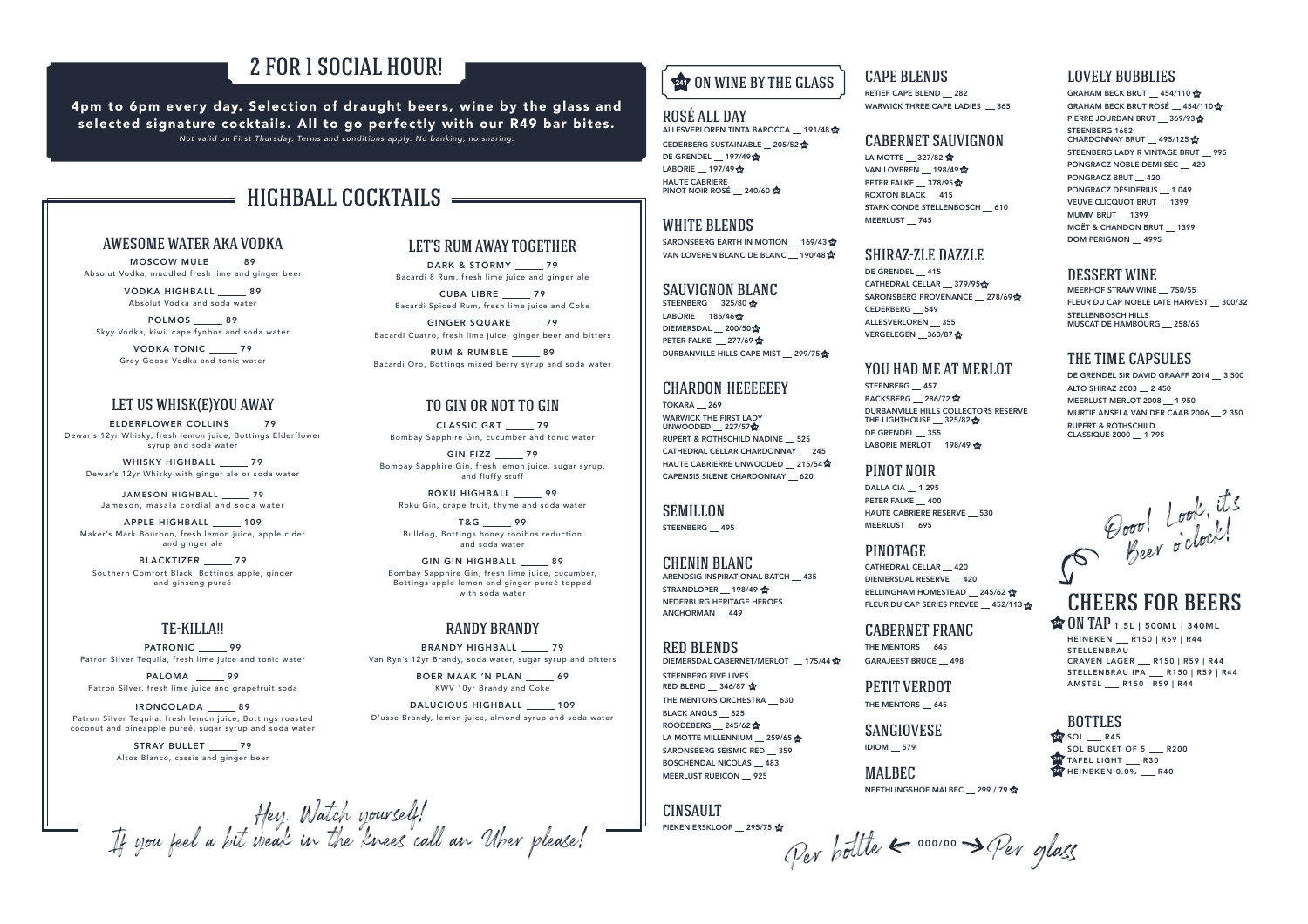## 2 FOR 1 SOCIAL HOUR!

**4pm to 6pm every day. Selection of draught beers, wine by the glass and selected signature cocktails. All to go perfectly with our R49 bar bites.**

*Not valid on First Thursday. Terms and conditions apply. No banking, no sharing.*

# HIGHBALL COCKTAILS

## AWESOME WATER AKA VODKA

**MOSCOW MULE** ____ 89
Absolut Vodka, muddled fresh lime and ginger beer

**VODKA HIGHBALL** ____ 89
Absolut Vodka and soda water

**POLMOS** ____ 89
Skyy Vodka, kiwi, cape fynbos and soda water

**VODKA TONIC** ____ 79
Grey Goose Vodka and tonic water

## LET US WHISK(E)YOU AWAY

**ELDERFLOWER COLLINS** ____ 79
Dewar's 12yr Whisky, fresh lemon juice, Bottings Elderflower syrup and soda water

**WHISKY HIGHBALL** ____ 79
Dewar's 12yr Whisky with ginger ale or soda water

**JAMESON HIGHBALL** ____ 79
Jameson, masala cordial and soda water

**APPLE HIGHBALL** ____ 109
Maker's Mark Bourbon, fresh lemon juice, apple cider and ginger ale

**BLACKTIZER** ____ 79
Southern Comfort Black, Bottings apple, ginger and ginseng pureé

## TE-KILLA!!

**PATRONIC** ____ 99
Patron Silver Tequila, fresh lime juice and tonic water

**PALOMA** ____ 99
Patron Silver, fresh lime juice and grapefruit soda

**IRONCOLADA** ____ 89
Patron Silver Tequila, fresh lemon juice, Bottings roasted coconut and pineapple pureé, sugar syrup and soda water

**STRAY BULLET** ____ 79
Altos Blanco, cassis and ginger beer

## LET'S RUM AWAY TOGETHER

**DARK & STORMY** ____ 79
Bacardi 8 Rum, fresh lime juice and ginger ale

**CUBA LIBRE** ____ 79
Bacardi Spiced Rum, fresh lime juice and Coke

**GINGER SQUARE** ____ 79
Bacardi Cuatro, fresh lime juice, ginger beer and bitters

**RUM & RUMBLE** ____ 89
Bacardi Oro, Bottings mixed berry syrup and soda water

## TO GIN OR NOT TO GIN

**CLASSIC G&T** ____ 79
Bombay Sapphire Gin, cucumber and tonic water

**GIN FIZZ** ____ 79
Bombay Sapphire Gin, fresh lemon juice, sugar syrup, and fluffy stuff

**ROKU HIGHBALL** ____ 99
Roku Gin, grape fruit, thyme and soda water

**T&G** ____ 99
Bulldog, Bottings honey rooibos reduction and soda water

**GIN GIN HIGHBALL** ____ 89
Bombay Sapphire Gin, fresh lime juice, cucumber, Bottings apple lemon and ginger pureê topped with soda water

## RANDY BRANDY

**BRANDY HIGHBALL** ____ 79
Van Ryn's 12yr Brandy, soda water, sugar syrup and bitters

**BOER MAAK 'N PLAN** ____ 69
KWV 10yr Brandy and Coke

**DALUCIOUS HIGHBALL** ____ 109
D'usse Brandy, lemon juice, almond syrup and soda water

*Hey. Watch yourself! If you feel a bit weak in the knees call an Uber please!*

# 2 4 1 ON WINE BY THE GLASS

## ROSÉ ALL DAY

- ALLESVERLOREN TINTA BAROCCA __ 191/48
- CEDERBERG SUSTAINABLE __ 205/52
- DE GRENDEL __ 197/49
- LABORIE __ 197/49
- HAUTE CABRIERE PINOT NOIR ROSÉ __ 240/60

## WHITE BLENDS

- SARONSBERG EARTH IN MOTION __ 169/43
- VAN LOVEREN BLANC DE BLANC __ 190/48

## SAUVIGNON BLANC

- STEENBERG __ 325/80
- LABORIE __ 185/46
- DIEMERSDAL __ 200/50
- PETER FALKE __ 277/69
- DURBANVILLE HILLS CAPE MIST __ 299/75

## CHARDON-HEEEEEEY

- TOKARA __ 269
- WARWICK THE FIRST LADY UNWOODED __ 227/57
- RUPERT & ROTHSCHILD NADINE __ 525
- CATHEDRAL CELLAR CHARDONNAY __ 245
- HAUTE CABRIERE UNWOODED __ 215/54
- CAPENSIS SILENE CHARDONNAY __ 620

## SEMILLON

- STEENBERG __ 495

## CHENIN BLANC

- ARENDSIG INSPIRATIONAL BATCH __ 435
- STRANDLOPER __ 198/49
- NEDERBURG HERITAGE HEROES ANCHORMAN __ 449

## RED BLENDS

- DIEMERSDAL CABERNET/MERLOT __ 175/44
- STEENBERG FIVE LIVES RED BLEND __ 346/87
- THE MENTORS ORCHESTRA __ 630
- BLACK ANGUS __ 825
- ROODEBERG __ 245/62
- LA MOTTE MILLENNIUM __ 259/65
- SARONSBERG SEISMIC RED __ 359
- BOSCHENDAL NICOLAS __ 483
- MEERLUST RUBICON __ 925

## CINSAULT

- PIEKENIERSKLOOF __ 295/75

## CAPE BLENDS

- RETIEF CAPE BLEND __ 282
- WARWICK THREE CAPE LADIES __ 365

## CABERNET SAUVIGNON

- LA MOTTE __ 327/82
- VAN LOVEREN __ 198/49
- PETER FALKE __ 378/95
- ROXTON BLACK __ 415
- STARK CONDE STELLENBOSCH __ 610
- MEERLUST __ 745

## SHIRAZ-ZLE DAZZLE

- DE GRENDEL __ 415
- CATHEDRAL CELLAR __ 379/95
- SARONSBERG PROVENANCE __ 278/69
- CEDERBERG __ 549
- ALLESVERLOREN __ 355
- VERGELEGEN __360/87

## YOU HAD ME AT MERLOT

- STEENBERG __ 457
- BACKSBERG __ 286/72
- DURBANVILLE HILLS COLLECTORS RESERVE THE LIGHTHOUSE __ 325/82
- DE GRENDEL __ 355
- LABORIE MERLOT __ 198/49

## PINOT NOIR

- DALLA CIA __ 1 295
- PETER FALKE __ 400
- HAUTE CABRIERE RESERVE __ 530
- MEERLUST __ 695

## PINOTAGE

- CATHEDRAL CELLAR __ 420
- DIEMERSDAL RESERVE __ 420
- BELLINGHAM HOMESTEAD __ 245/62
- FLEUR DU CAP SERIES PREVEE __ 452/113

## CABERNET FRANC

- THE MENTORS __ 645
- GARAJEEST BRUCE __ 498

## PETIT VERDOT

- THE MENTORS __ 645

## SANGIOVESE

- IDIOM __ 579

## MALBEC

- NEETHLINGSHOF MALBEC __ 299 / 79

*Per bottle ← 000/00 → Per glass*

## LOVELY BUBBLIES

- GRAHAM BECK BRUT __ 454/110
- GRAHAM BECK BRUT ROSÉ __ 454/110
- PIERRE JOURDAN BRUT __ 369/93
- STEENBERG 1682 CHARDONNAY BRUT __ 495/125
- STEENBERG LADY R VINTAGE BRUT __ 995
- PONGRACZ NOBLE DEMI-SEC __ 420
- PONGRACZ BRUT __ 420
- PONGRACZ DESIDERIUS __ 1 049
- VEUVE CLICQUOT BRUT __ 1399
- MUMM BRUT __ 1399
- MOËT & CHANDON BRUT __ 1399
- DOM PERIGNON __ 4995

## DESSERT WINE

- MEERHOF STRAW WINE __ 750/55
- FLEUR DU CAP NOBLE LATE HARVEST __ 300/32
- STELLENBOSCH HILLS MUSCAT DE HAMBOURG __ 258/65

## THE TIME CAPSULES

- DE GRENDEL SIR DAVID GRAAFF 2014 __ 3 500
- ALTO SHIRAZ 2003 __ 2 450
- MEERLUST MERLOT 2008 __ 1 950
- MURTIE ANSELA VAN DER CAAB 2006 __ 2 350
- RUPERT & ROTHSCHILD CLASSIQUE 2000 __ 1 795

*Oooo! Look, it's Beer o'clock!*

# CHEERS FOR BEERS

## ON TAP 1.5L | 500ML | 340ML

- HEINEKEN ___ R150 | R59 | R44
- STELLENBRAU CRAVEN LAGER ___ R150 | R59 | R44
- STELLENBRAU IPA ___ R150 | R59 | R44
- AMSTEL ___ R150 | R59 | R44

## BOTTLES

- SOL ___ R45
- SOL BUCKET OF 5 ___ R200
- TAFEL LIGHT ___ R30
- HEINEKEN 0.0% ___ R40